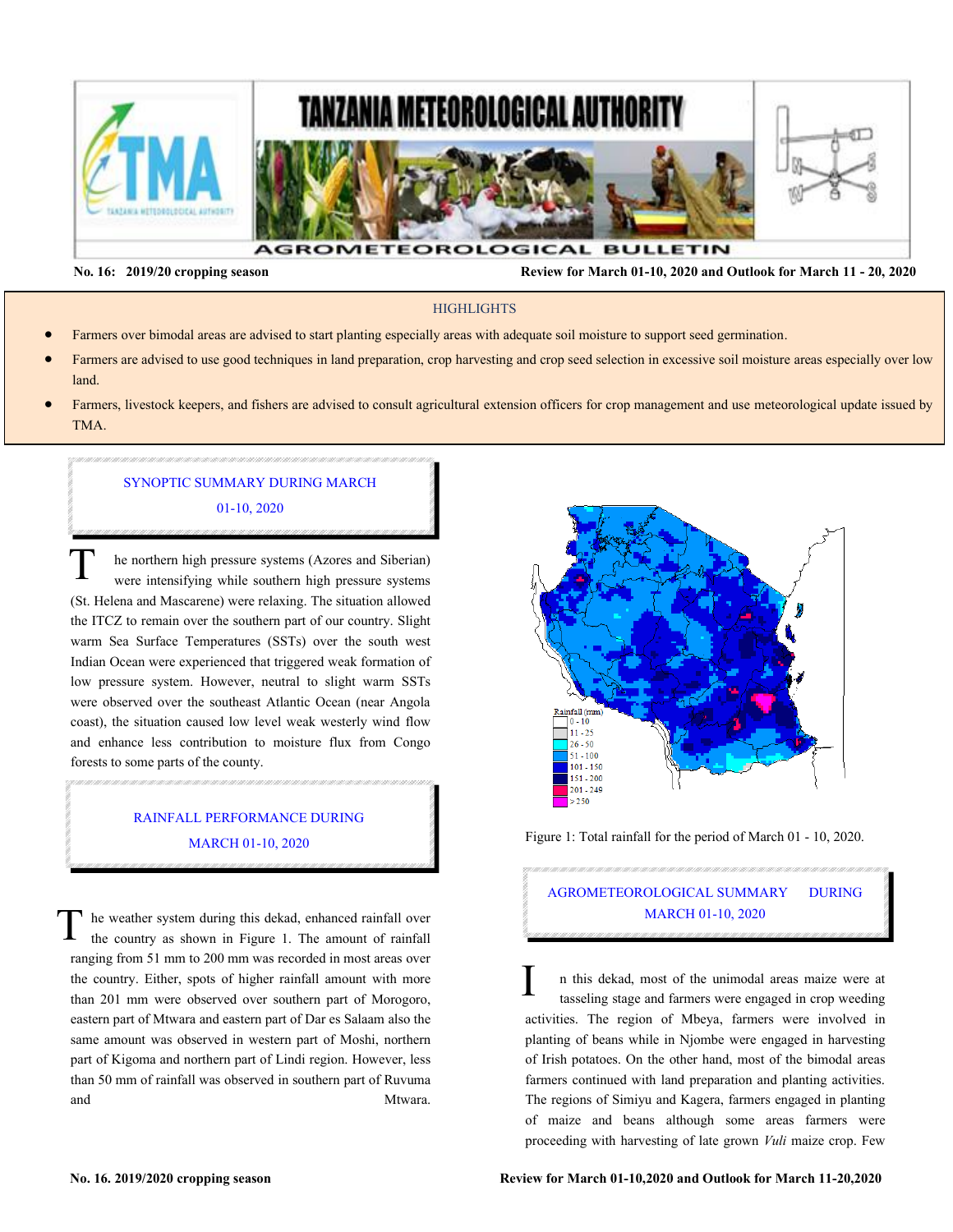# TANZANIA METEOROLOGICAL AUTHORITY

## AGROMETEOROLOGICAL BULLETIN

**No. 16: 2019/20 cropping season** **Review for March 01-10, 2020 and Outlook for March 11 - 20, 2020**

### HIGHLIGHTS

- Farmers over bimodal areas are advised to start planting especially areas with adequate soil moisture to support seed germination.
- Farmers are advised to use good techniques in land preparation, crop harvesting and crop seed selection in excessive soil moisture areas especially over low land.
- Farmers, livestock keepers, and fishers are advised to consult agricultural extension officers for crop management and use meteorological update issued by TMA.

## SYNOPTIC SUMMARY DURING MARCH 01-10, 2020

The northern high pressure systems (Azores and Siberian) were intensifying while southern high pressure systems (St. Helena and Mascarene) were relaxing. The situation allowed the ITCZ to remain over the southern part of our country. Slight warm Sea Surface Temperatures (SSTs) over the south west Indian Ocean were experienced that triggered weak formation of low pressure system. However, neutral to slight warm SSTs were observed over the southeast Atlantic Ocean (near Angola coast), the situation caused low level weak westerly wind flow and enhance less contribution to moisture flux from Congo forests to some parts of the county.

## RAINFALL PERFORMANCE DURING MARCH 01-10, 2020

The weather system during this dekad, enhanced rainfall over the country as shown in Figure 1. The amount of rainfall ranging from 51 mm to 200 mm was recorded in most areas over the country. Either, spots of higher rainfall amount with more than 201 mm were observed over southern part of Morogoro, eastern part of Mtwara and eastern part of Dar es Salaam also the same amount was observed in western part of Moshi, northern part of Kigoma and northern part of Lindi region. However, less than 50 mm of rainfall was observed in southern part of Ruvuma and Mtwara.

Rainfall (mm): 0 - 10; 11 - 25; 26 - 50; 51 - 100; 101 - 150; 151 - 200; 201 - 249; > 250

Figure 1: Total rainfall for the period of March 01 - 10, 2020.

## AGROMETEOROLOGICAL SUMMARY DURING MARCH 01-10, 2020

In this dekad, most of the unimodal areas maize were at tasseling stage and farmers were engaged in crop weeding activities. The region of Mbeya, farmers were involved in planting of beans while in Njombe were engaged in harvesting of Irish potatoes. On the other hand, most of the bimodal areas farmers continued with land preparation and planting activities. The regions of Simiyu and Kagera, farmers engaged in planting of maize and beans although some areas farmers were proceeding with harvesting of late grown *Vuli* maize crop. Few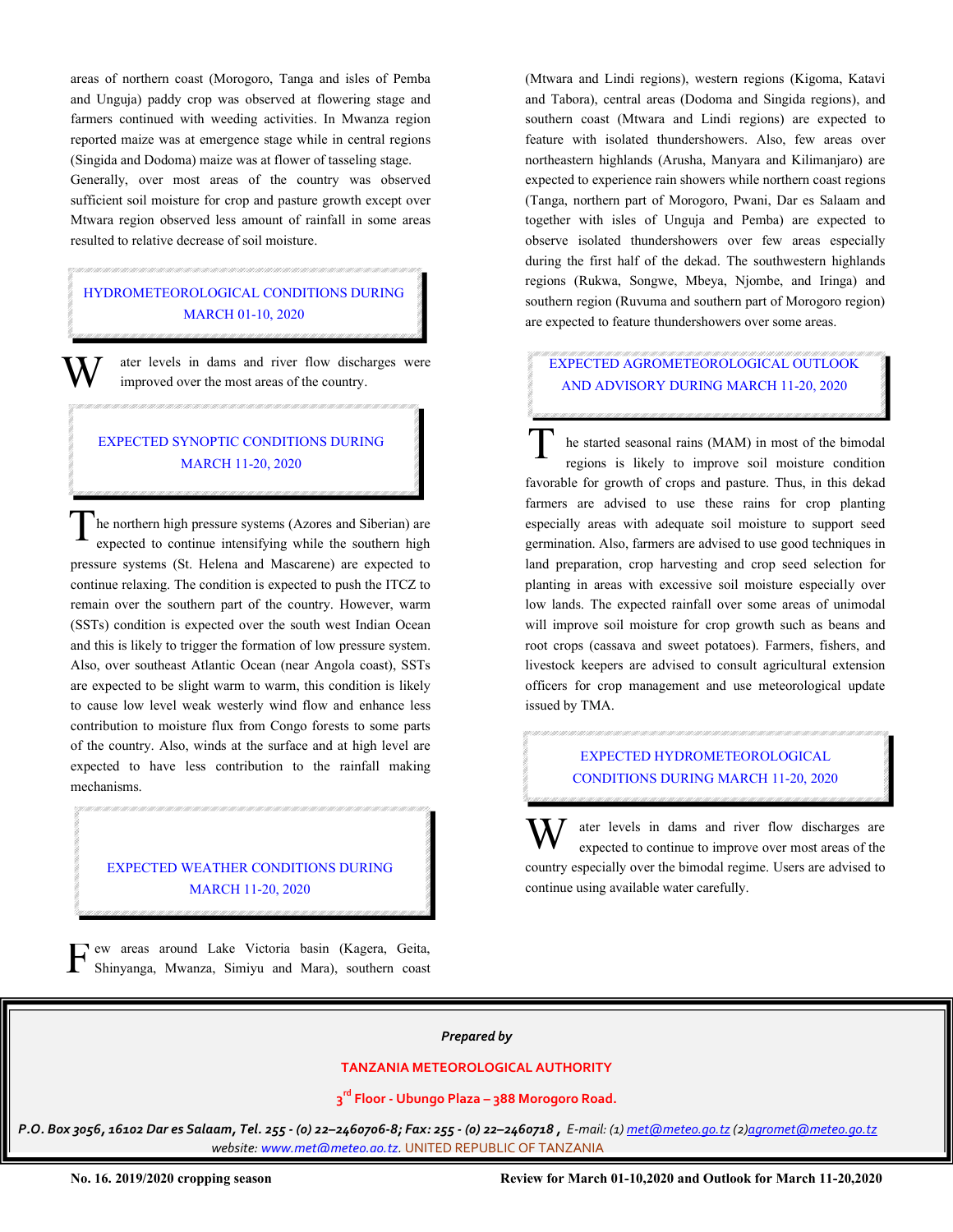areas of northern coast (Morogoro, Tanga and isles of Pemba and Unguja) paddy crop was observed at flowering stage and farmers continued with weeding activities. In Mwanza region reported maize was at emergence stage while in central regions (Singida and Dodoma) maize was at flower of tasseling stage.

Generally, over most areas of the country was observed sufficient soil moisture for crop and pasture growth except over Mtwara region observed less amount of rainfall in some areas resulted to relative decrease of soil moisture.

## HYDROMETEOROLOGICAL CONDITIONS DURING MARCH 01-10, 2020

Water levels in dams and river flow discharges were improved over the most areas of the country.

## EXPECTED SYNOPTIC CONDITIONS DURING MARCH 11-20, 2020

The northern high pressure systems (Azores and Siberian) are expected to continue intensifying while the southern high pressure systems (St. Helena and Mascarene) are expected to continue relaxing. The condition is expected to push the ITCZ to remain over the southern part of the country. However, warm (SSTs) condition is expected over the south west Indian Ocean and this is likely to trigger the formation of low pressure system. Also, over southeast Atlantic Ocean (near Angola coast), SSTs are expected to be slight warm to warm, this condition is likely to cause low level weak westerly wind flow and enhance less contribution to moisture flux from Congo forests to some parts of the country. Also, winds at the surface and at high level are expected to have less contribution to the rainfall making mechanisms.

## EXPECTED WEATHER CONDITIONS DURING MARCH 11-20, 2020

Few areas around Lake Victoria basin (Kagera, Geita, Shinyanga, Mwanza, Simiyu and Mara), southern coast (Mtwara and Lindi regions), western regions (Kigoma, Katavi and Tabora), central areas (Dodoma and Singida regions), and southern coast (Mtwara and Lindi regions) are expected to feature with isolated thundershowers. Also, few areas over northeastern highlands (Arusha, Manyara and Kilimanjaro) are expected to experience rain showers while northern coast regions (Tanga, northern part of Morogoro, Pwani, Dar es Salaam and together with isles of Unguja and Pemba) are expected to observe isolated thundershowers over few areas especially during the first half of the dekad. The southwestern highlands regions (Rukwa, Songwe, Mbeya, Njombe, and Iringa) and southern region (Ruvuma and southern part of Morogoro region) are expected to feature thundershowers over some areas.

## EXPECTED AGROMETEOROLOGICAL OUTLOOK AND ADVISORY DURING MARCH 11-20, 2020

The started seasonal rains (MAM) in most of the bimodal regions is likely to improve soil moisture condition favorable for growth of crops and pasture. Thus, in this dekad farmers are advised to use these rains for crop planting especially areas with adequate soil moisture to support seed germination. Also, farmers are advised to use good techniques in land preparation, crop harvesting and crop seed selection for planting in areas with excessive soil moisture especially over low lands. The expected rainfall over some areas of unimodal will improve soil moisture for crop growth such as beans and root crops (cassava and sweet potatoes). Farmers, fishers, and livestock keepers are advised to consult agricultural extension officers for crop management and use meteorological update issued by TMA.

## EXPECTED HYDROMETEOROLOGICAL CONDITIONS DURING MARCH 11-20, 2020

Water levels in dams and river flow discharges are expected to continue to improve over most areas of the country especially over the bimodal regime. Users are advised to continue using available water carefully.

*Prepared by*

**TANZANIA METEOROLOGICAL AUTHORITY**

**3rd Floor - Ubungo Plaza – 388 Morogoro Road.**

***P.O. Box 3056, 16102 Dar es Salaam, Tel. 255 - (0) 22–2460706-8; Fax: 255 - (0) 22–2460718 ,*** *E-mail: (1) met@meteo.go.tz (2)agromet@meteo.go.tz*
*website: www.met@meteo.go.tz.* UNITED REPUBLIC OF TANZANIA

**No. 16. 2019/2020 cropping season** **Review for March 01-10,2020 and Outlook for March 11-20,2020**